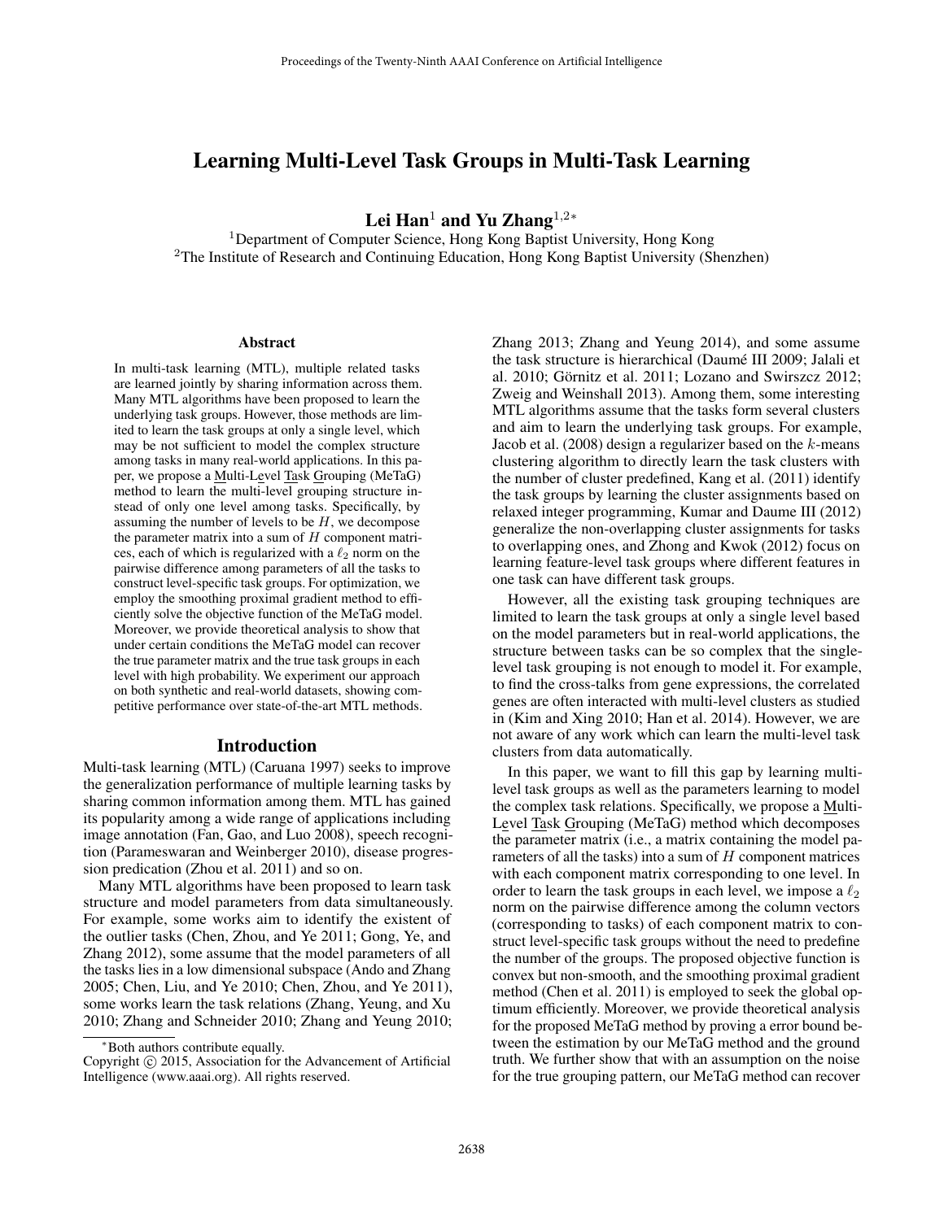# Learning Multi-Level Task Groups in Multi-Task Learning

**Lei Han**[1] **and Yu Zhang**[1,2*]

[1]Department of Computer Science, Hong Kong Baptist University, Hong Kong
[2]The Institute of Research and Continuing Education, Hong Kong Baptist University (Shenzhen)

### Abstract

In multi-task learning (MTL), multiple related tasks are learned jointly by sharing information across them. Many MTL algorithms have been proposed to learn the underlying task groups. However, those methods are limited to learn the task groups at only a single level, which may be not sufficient to model the complex structure among tasks in many real-world applications. In this paper, we propose a Multi-Level Task Grouping (MeTaG) method to learn the multi-level grouping structure instead of only one level among tasks. Specifically, by assuming the number of levels to be $H$, we decompose the parameter matrix into a sum of $H$ component matrices, each of which is regularized with a $\ell_2$ norm on the pairwise difference among parameters of all the tasks to construct level-specific task groups. For optimization, we employ the smoothing proximal gradient method to efficiently solve the objective function of the MeTaG model. Moreover, we provide theoretical analysis to show that under certain conditions the MeTaG model can recover the true parameter matrix and the true task groups in each level with high probability. We experiment our approach on both synthetic and real-world datasets, showing competitive performance over state-of-the-art MTL methods.

## Introduction

Multi-task learning (MTL) (Caruana 1997) seeks to improve the generalization performance of multiple learning tasks by sharing common information among them. MTL has gained its popularity among a wide range of applications including image annotation (Fan, Gao, and Luo 2008), speech recognition (Parameswaran and Weinberger 2010), disease progression predication (Zhou et al. 2011) and so on.

Many MTL algorithms have been proposed to learn task structure and model parameters from data simultaneously. For example, some works aim to identify the existent of the outlier tasks (Chen, Zhou, and Ye 2011; Gong, Ye, and Zhang 2012), some assume that the model parameters of all the tasks lies in a low dimensional subspace (Ando and Zhang 2005; Chen, Liu, and Ye 2010; Chen, Zhou, and Ye 2011), some works learn the task relations (Zhang, Yeung, and Xu 2010; Zhang and Schneider 2010; Zhang and Yeung 2010; Zhang 2013; Zhang and Yeung 2014), and some assume the task structure is hierarchical (Daumé III 2009; Jalali et al. 2010; Görnitz et al. 2011; Lozano and Swirszcz 2012; Zweig and Weinshall 2013). Among them, some interesting MTL algorithms assume that the tasks form several clusters and aim to learn the underlying task groups. For example, Jacob et al. (2008) design a regularizer based on the $k$-means clustering algorithm to directly learn the task clusters with the number of cluster predefined, Kang et al. (2011) identify the task groups by learning the cluster assignments based on relaxed integer programming, Kumar and Daume III (2012) generalize the non-overlapping cluster assignments for tasks to overlapping ones, and Zhong and Kwok (2012) focus on learning feature-level task groups where different features in one task can have different task groups.

However, all the existing task grouping techniques are limited to learn the task groups at only a single level based on the model parameters but in real-world applications, the structure between tasks can be so complex that the single-level task grouping is not enough to model it. For example, to find the cross-talks from gene expressions, the correlated genes are often interacted with multi-level clusters as studied in (Kim and Xing 2010; Han et al. 2014). However, we are not aware of any work which can learn the multi-level task clusters from data automatically.

In this paper, we want to fill this gap by learning multi-level task groups as well as the parameters learning to model the complex task relations. Specifically, we propose a Multi-Level Task Grouping (MeTaG) method which decomposes the parameter matrix (i.e., a matrix containing the model parameters of all the tasks) into a sum of $H$ component matrices with each component matrix corresponding to one level. In order to learn the task groups in each level, we impose a $\ell_2$ norm on the pairwise difference among the column vectors (corresponding to tasks) of each component matrix to construct level-specific task groups without the need to predefine the number of the groups. The proposed objective function is convex but non-smooth, and the smoothing proximal gradient method (Chen et al. 2011) is employed to seek the global optimum efficiently. Moreover, we provide theoretical analysis for the proposed MeTaG method by proving a error bound between the estimation by our MeTaG method and the ground truth. We further show that with an assumption on the noise for the true grouping pattern, our MeTaG method can recover

*Both authors contribute equally.

Copyright © 2015, Association for the Advancement of Artificial Intelligence (www.aaai.org). All rights reserved.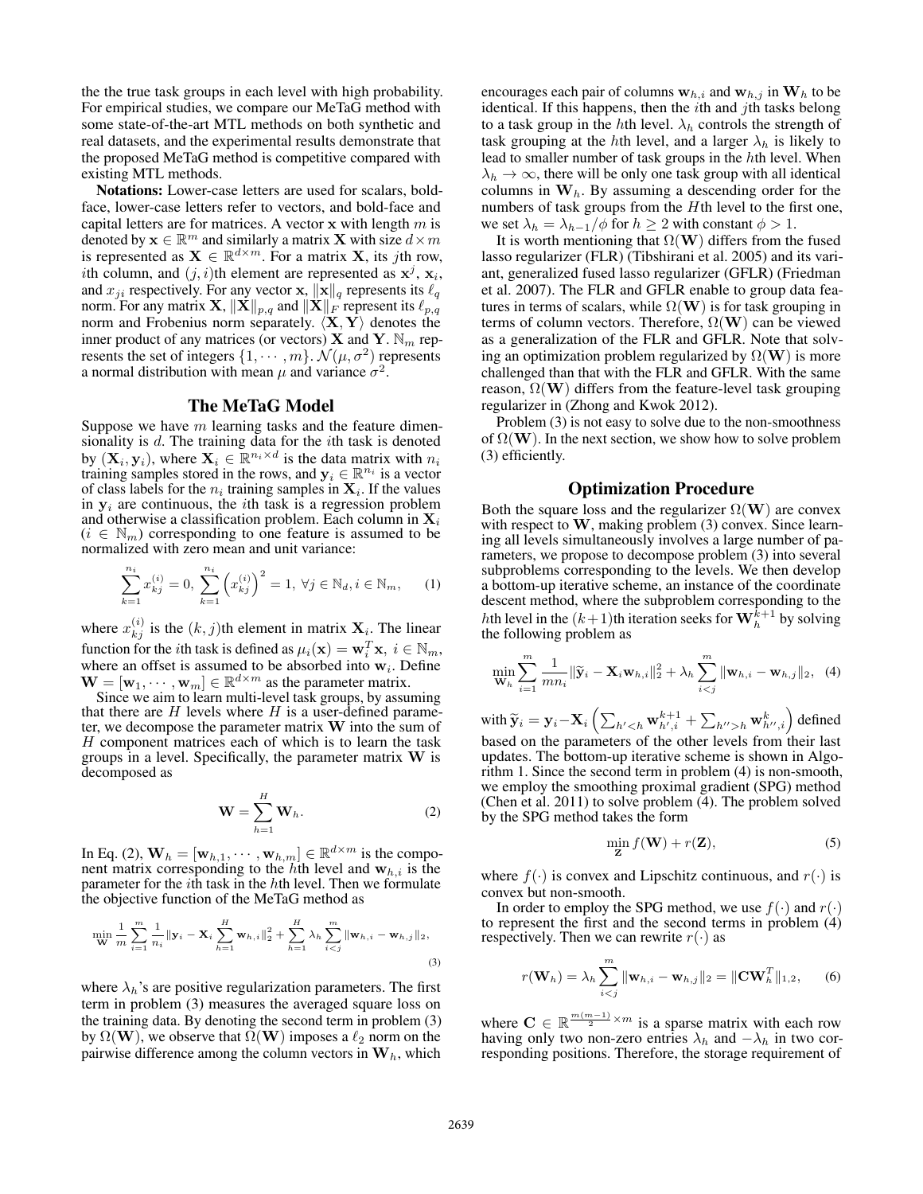the true task groups in each level with high probability. For empirical studies, we compare our MeTaG method with some state-of-the-art MTL methods on both synthetic and real datasets, and the experimental results demonstrate that the proposed MeTaG method is competitive compared with existing MTL methods.

**Notations:** Lower-case letters are used for scalars, bold-face, lower-case letters refer to vectors, and bold-face and capital letters are for matrices. A vector $\mathbf{x}$ with length $m$ is denoted by $\mathbf{x} \in \mathbb{R}^m$ and similarly a matrix $\mathbf{X}$ with size $d \times m$ is represented as $\mathbf{X} \in \mathbb{R}^{d\times m}$. For a matrix $\mathbf{X}$, its $j$th row, $i$th column, and $(j,i)$th element are represented as $\mathbf{x}^j$, $\mathbf{x}_i$, and $x_{ji}$ respectively. For any vector $\mathbf{x}$, $\|\mathbf{x}\|_q$ represents its $\ell_q$ norm. For any matrix $\mathbf{X}$, $\|\mathbf{X}\|_{p,q}$ and $\|\mathbf{X}\|_F$ represent its $\ell_{p,q}$ norm and Frobenius norm separately. $\langle \mathbf{X}, \mathbf{Y}\rangle$ denotes the inner product of any matrices (or vectors) $\mathbf{X}$ and $\mathbf{Y}$. $\mathbb{N}_m$ represents the set of integers $\{1, \cdots, m\}$. $\mathcal{N}(\mu, \sigma^2)$ represents a normal distribution with mean $\mu$ and variance $\sigma^2$.

## The MeTaG Model

Suppose we have $m$ learning tasks and the feature dimensionality is $d$. The training data for the $i$th task is denoted by $(\mathbf{X}_i, \mathbf{y}_i)$, where $\mathbf{X}_i \in \mathbb{R}^{n_i\times d}$ is the data matrix with $n_i$ training samples stored in the rows, and $\mathbf{y}_i \in \mathbb{R}^{n_i}$ is a vector of class labels for the $n_i$ training samples in $\mathbf{X}_i$. If the values in $\mathbf{y}_i$ are continuous, the $i$th task is a regression problem and otherwise a classification problem. Each column in $\mathbf{X}_i$ ($i \in \mathbb{N}_m$) corresponding to one feature is assumed to be normalized with zero mean and unit variance:

$$\sum_{k=1}^{n_i} x_{kj}^{(i)} = 0,\ \sum_{k=1}^{n_i} \left(x_{kj}^{(i)}\right)^2 = 1,\ \forall j \in \mathbb{N}_d, i \in \mathbb{N}_m, \qquad (1)$$

where $x_{kj}^{(i)}$ is the $(k,j)$th element in matrix $\mathbf{X}_i$. The linear function for the $i$th task is defined as $\mu_i(\mathbf{x}) = \mathbf{w}_i^T\mathbf{x},\ i \in \mathbb{N}_m$, where an offset is assumed to be absorbed into $\mathbf{w}_i$. Define $\mathbf{W} = [\mathbf{w}_1, \cdots, \mathbf{w}_m] \in \mathbb{R}^{d\times m}$ as the parameter matrix.

Since we aim to learn multi-level task groups, by assuming that there are $H$ levels where $H$ is a user-defined parameter, we decompose the parameter matrix $\mathbf{W}$ into the sum of $H$ component matrices each of which is to learn the task groups in a level. Specifically, the parameter matrix $\mathbf{W}$ is decomposed as

$$\mathbf{W} = \sum_{h=1}^{H} \mathbf{W}_h. \qquad (2)$$

In Eq. (2), $\mathbf{W}_h = [\mathbf{w}_{h,1}, \cdots, \mathbf{w}_{h,m}] \in \mathbb{R}^{d\times m}$ is the component matrix corresponding to the $h$th level and $\mathbf{w}_{h,i}$ is the parameter for the $i$th task in the $h$th level. Then we formulate the objective function of the MeTaG method as

$$\min_{\mathbf{W}} \frac{1}{m}\sum_{i=1}^{m}\frac{1}{n_i}\|\mathbf{y}_i - \mathbf{X}_i\sum_{h=1}^{H}\mathbf{w}_{h,i}\|_2^2 + \sum_{h=1}^{H}\lambda_h\sum_{i<j}^{m}\|\mathbf{w}_{h,i} - \mathbf{w}_{h,j}\|_2, \qquad (3)$$

where $\lambda_h$'s are positive regularization parameters. The first term in problem (3) measures the averaged square loss on the training data. By denoting the second term in problem (3) by $\Omega(\mathbf{W})$, we observe that $\Omega(\mathbf{W})$ imposes a $\ell_2$ norm on the pairwise difference among the column vectors in $\mathbf{W}_h$, which encourages each pair of columns $\mathbf{w}_{h,i}$ and $\mathbf{w}_{h,j}$ in $\mathbf{W}_h$ to be identical. If this happens, then the $i$th and $j$th tasks belong to a task group in the $h$th level. $\lambda_h$ controls the strength of task grouping at the $h$th level, and a larger $\lambda_h$ is likely to lead to smaller number of task groups in the $h$th level. When $\lambda_h \to \infty$, there will be only one task group with all identical columns in $\mathbf{W}_h$. By assuming a descending order for the numbers of task groups from the $H$th level to the first one, we set $\lambda_h = \lambda_{h-1}/\phi$ for $h \geq 2$ with constant $\phi > 1$.

It is worth mentioning that $\Omega(\mathbf{W})$ differs from the fused lasso regularizer (FLR) (Tibshirani et al. 2005) and its variant, generalized fused lasso regularizer (GFLR) (Friedman et al. 2007). The FLR and GFLR enable to group data features in terms of scalars, while $\Omega(\mathbf{W})$ is for task grouping in terms of column vectors. Therefore, $\Omega(\mathbf{W})$ can be viewed as a generalization of the FLR and GFLR. Note that solving an optimization problem regularized by $\Omega(\mathbf{W})$ is more challenged than that with the FLR and GFLR. With the same reason, $\Omega(\mathbf{W})$ differs from the feature-level task grouping regularizer in (Zhong and Kwok 2012).

Problem (3) is not easy to solve due to the non-smoothness of $\Omega(\mathbf{W})$. In the next section, we show how to solve problem (3) efficiently.

## Optimization Procedure

Both the square loss and the regularizer $\Omega(\mathbf{W})$ are convex with respect to $\mathbf{W}$, making problem (3) convex. Since learning all levels simultaneously involves a large number of parameters, we propose to decompose problem (3) into several subproblems corresponding to the levels. We then develop a bottom-up iterative scheme, an instance of the coordinate descent method, where the subproblem corresponding to the $h$th level in the $(k+1)$th iteration seeks for $\mathbf{W}_h^{k+1}$ by solving the following problem as

$$\min_{\mathbf{W}_h}\sum_{i=1}^{m}\frac{1}{mn_i}\|\widetilde{\mathbf{y}}_i - \mathbf{X}_i\mathbf{w}_{h,i}\|_2^2 + \lambda_h\sum_{i<j}^{m}\|\mathbf{w}_{h,i} - \mathbf{w}_{h,j}\|_2, \quad (4)$$

with $\widetilde{\mathbf{y}}_i = \mathbf{y}_i - \mathbf{X}_i\left(\sum_{h'<h}\mathbf{w}_{h',i}^{k+1} + \sum_{h''>h}\mathbf{w}_{h'',i}^{k}\right)$ defined based on the parameters of the other levels from their last updates. The bottom-up iterative scheme is shown in Algorithm 1. Since the second term in problem (4) is non-smooth, we employ the smoothing proximal gradient (SPG) method (Chen et al. 2011) to solve problem (4). The problem solved by the SPG method takes the form

$$\min_{\mathbf{Z}} f(\mathbf{W}) + r(\mathbf{Z}), \qquad (5)$$

where $f(\cdot)$ is convex and Lipschitz continuous, and $r(\cdot)$ is convex but non-smooth.

In order to employ the SPG method, we use $f(\cdot)$ and $r(\cdot)$ to represent the first and the second terms in problem (4) respectively. Then we can rewrite $r(\cdot)$ as

$$r(\mathbf{W}_h) = \lambda_h\sum_{i<j}^{m}\|\mathbf{w}_{h,i} - \mathbf{w}_{h,j}\|_2 = \|\mathbf{C}\mathbf{W}_h^T\|_{1,2}, \qquad (6)$$

where $\mathbf{C} \in \mathbb{R}^{\frac{m(m-1)}{2}\times m}$ is a sparse matrix with each row having only two non-zero entries $\lambda_h$ and $-\lambda_h$ in two corresponding positions. Therefore, the storage requirement of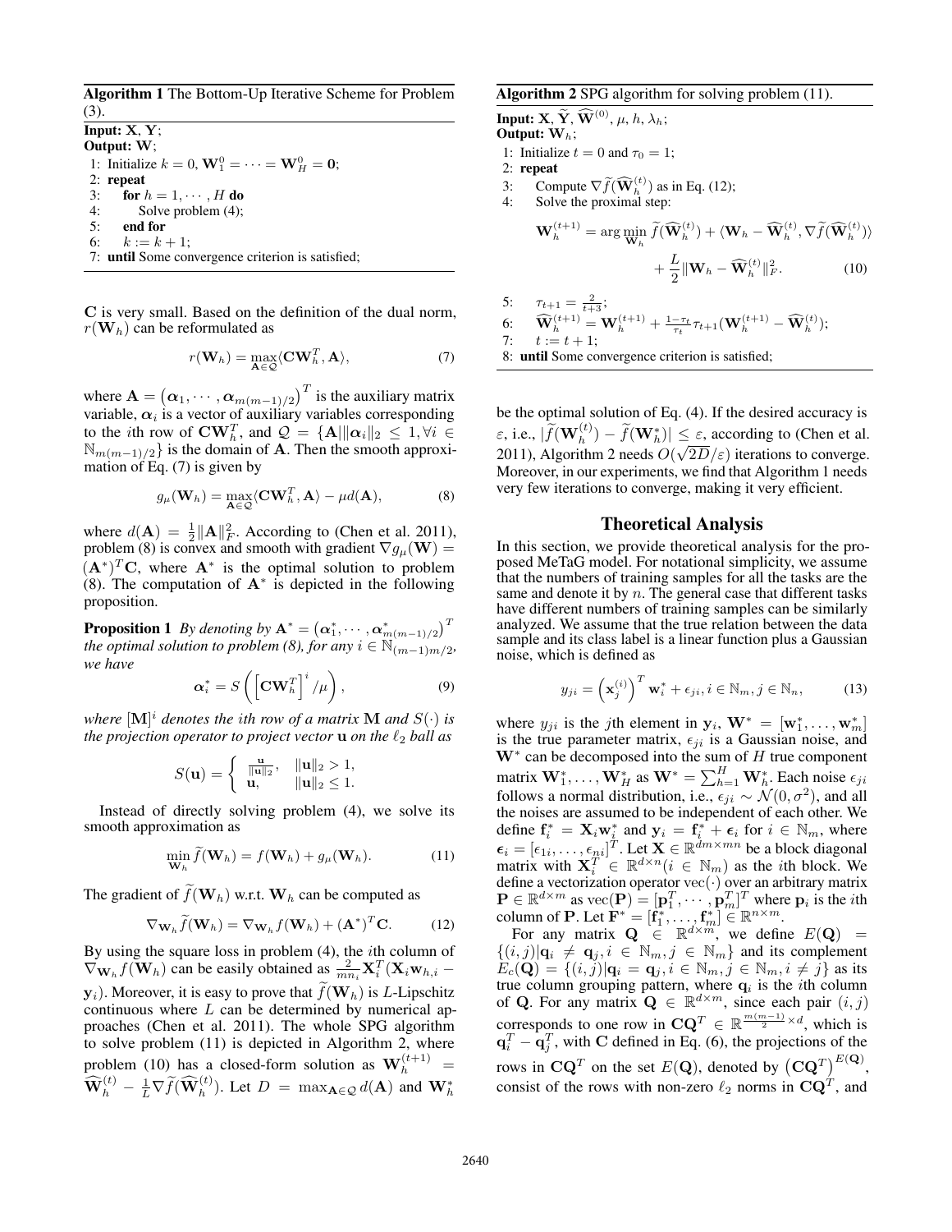**Algorithm 1** The Bottom-Up Iterative Scheme for Problem (3).

**Input:** $\mathbf{X}$, $\mathbf{Y}$;
**Output:** $\mathbf{W}$;

1: Initialize $k = 0$, $\mathbf{W}_1^0 = \cdots = \mathbf{W}_H^0 = \mathbf{0}$;
2: **repeat**
3: &nbsp;&nbsp;&nbsp;**for** $h = 1, \cdots, H$ **do**
4: &nbsp;&nbsp;&nbsp;&nbsp;&nbsp;&nbsp;Solve problem (4);
5: &nbsp;&nbsp;&nbsp;**end for**
6: &nbsp;&nbsp;&nbsp;$k := k + 1$;
7: **until** Some convergence criterion is satisfied;

$\mathbf{C}$ is very small. Based on the definition of the dual norm, $r(\mathbf{W}_h)$ can be reformulated as

$$r(\mathbf{W}_h) = \max_{\mathbf{A}\in\mathcal{Q}} \langle \mathbf{C}\mathbf{W}_h^T, \mathbf{A}\rangle, \tag{7}$$

where $\mathbf{A} = \left(\boldsymbol{\alpha}_1, \cdots, \boldsymbol{\alpha}_{m(m-1)/2}\right)^T$ is the auxiliary matrix variable, $\boldsymbol{\alpha}_i$ is a vector of auxiliary variables corresponding to the $i$th row of $\mathbf{C}\mathbf{W}_h^T$, and $\mathcal{Q} = \{\mathbf{A} | \|\boldsymbol{\alpha}_i\|_2 \leq 1, \forall i \in \mathbb{N}_{m(m-1)/2}\}$ is the domain of $\mathbf{A}$. Then the smooth approximation of Eq. (7) is given by

$$g_\mu(\mathbf{W}_h) = \max_{\mathbf{A}\in\mathcal{Q}} \langle \mathbf{C}\mathbf{W}_h^T, \mathbf{A}\rangle - \mu d(\mathbf{A}), \tag{8}$$

where $d(\mathbf{A}) = \frac{1}{2}\|\mathbf{A}\|_F^2$. According to (Chen et al. 2011), problem (8) is convex and smooth with gradient $\nabla g_\mu(\mathbf{W}) = (\mathbf{A}^*)^T\mathbf{C}$, where $\mathbf{A}^*$ is the optimal solution to problem (8). The computation of $\mathbf{A}^*$ is depicted in the following proposition.

**Proposition 1** *By denoting by $\mathbf{A}^* = \left(\boldsymbol{\alpha}_1^*, \cdots, \boldsymbol{\alpha}_{m(m-1)/2}^*\right)^T$ the optimal solution to problem (8), for any $i \in \mathbb{N}_{(m-1)m/2}$, we have*

$$\boldsymbol{\alpha}_i^* = S\left(\left[\mathbf{C}\mathbf{W}_h^T\right]^i / \mu\right), \tag{9}$$

*where $[\mathbf{M}]^i$ denotes the $i$th row of a matrix $\mathbf{M}$ and $S(\cdot)$ is the projection operator to project vector $\mathbf{u}$ on the $\ell_2$ ball as*

$$S(\mathbf{u}) = \begin{cases} \frac{\mathbf{u}}{\|\mathbf{u}\|_2}, & \|\mathbf{u}\|_2 > 1, \\ \mathbf{u}, & \|\mathbf{u}\|_2 \leq 1. \end{cases}$$

Instead of directly solving problem (4), we solve its smooth approximation as

$$\min_{\mathbf{W}_h} \widetilde{f}(\mathbf{W}_h) = f(\mathbf{W}_h) + g_\mu(\mathbf{W}_h). \tag{11}$$

The gradient of $\widetilde{f}(\mathbf{W}_h)$ w.r.t. $\mathbf{W}_h$ can be computed as

$$\nabla_{\mathbf{W}_h} \widetilde{f}(\mathbf{W}_h) = \nabla_{\mathbf{W}_h} f(\mathbf{W}_h) + (\mathbf{A}^*)^T\mathbf{C}. \tag{12}$$

By using the square loss in problem (4), the $i$th column of $\nabla_{\mathbf{W}_h} f(\mathbf{W}_h)$ can be easily obtained as $\frac{2}{mn_i}\mathbf{X}_i^T(\mathbf{X}_i\mathbf{w}_{h,i} - \mathbf{y}_i)$. Moreover, it is easy to prove that $\widetilde{f}(\mathbf{W}_h)$ is $L$-Lipschitz continuous where $L$ can be determined by numerical approaches (Chen et al. 2011). The whole SPG algorithm to solve problem (11) is depicted in Algorithm 2, where problem (10) has a closed-form solution as $\mathbf{W}_h^{(t+1)} = \widehat{\mathbf{W}}_h^{(t)} - \frac{1}{L}\nabla\widetilde{f}(\widehat{\mathbf{W}}_h^{(t)})$. Let $D = \max_{\mathbf{A}\in\mathcal{Q}} d(\mathbf{A})$ and $\mathbf{W}_h^*$

**Algorithm 2** SPG algorithm for solving problem (11).

**Input:** $\mathbf{X}$, $\widetilde{\mathbf{Y}}$, $\widehat{\mathbf{W}}^{(0)}$, $\mu$, $h$, $\lambda_h$;
**Output:** $\mathbf{W}_h$;

1: Initialize $t = 0$ and $\tau_0 = 1$;
2: **repeat**
3: &nbsp;&nbsp;&nbsp;Compute $\nabla\widetilde{f}(\widehat{\mathbf{W}}_h^{(t)})$ as in Eq. (12);
4: &nbsp;&nbsp;&nbsp;Solve the proximal step:

$$\mathbf{W}_h^{(t+1)} = \arg\min_{\mathbf{W}_h} \widetilde{f}(\widehat{\mathbf{W}}_h^{(t)}) + \langle \mathbf{W}_h - \widehat{\mathbf{W}}_h^{(t)}, \nabla\widetilde{f}(\widehat{\mathbf{W}}_h^{(t)})\rangle + \frac{L}{2}\|\mathbf{W}_h - \widehat{\mathbf{W}}_h^{(t)}\|_F^2. \tag{10}$$

5: &nbsp;&nbsp;&nbsp;$\tau_{t+1} = \frac{2}{t+3}$;
6: &nbsp;&nbsp;&nbsp;$\widehat{\mathbf{W}}_h^{(t+1)} = \mathbf{W}_h^{(t+1)} + \frac{1-\tau_t}{\tau_t}\tau_{t+1}(\mathbf{W}_h^{(t+1)} - \widehat{\mathbf{W}}_h^{(t)})$;
7: &nbsp;&nbsp;&nbsp;$t := t + 1$;
8: **until** Some convergence criterion is satisfied;

be the optimal solution of Eq. (4). If the desired accuracy is $\varepsilon$, i.e., $|\widetilde{f}(\mathbf{W}_h^{(t)}) - \widetilde{f}(\mathbf{W}_h^*)| \leq \varepsilon$, according to (Chen et al. 2011), Algorithm 2 needs $O(\sqrt{2D}/\varepsilon)$ iterations to converge. Moreover, in our experiments, we find that Algorithm 1 needs very few iterations to converge, making it very efficient.

## Theoretical Analysis

In this section, we provide theoretical analysis for the proposed MeTaG model. For notational simplicity, we assume that the numbers of training samples for all the tasks are the same and denote it by $n$. The general case that different tasks have different numbers of training samples can be similarly analyzed. We assume that the true relation between the data sample and its class label is a linear function plus a Gaussian noise, which is defined as

$$y_{ji} = \left(\mathbf{x}_j^{(i)}\right)^T \mathbf{w}_i^* + \epsilon_{ji}, i \in \mathbb{N}_m, j \in \mathbb{N}_n, \tag{13}$$

where $y_{ji}$ is the $j$th element in $\mathbf{y}_i$, $\mathbf{W}^* = [\mathbf{w}_1^*, \ldots, \mathbf{w}_m^*]$ is the true parameter matrix, $\epsilon_{ji}$ is a Gaussian noise, and $\mathbf{W}^*$ can be decomposed into the sum of $H$ true component matrix $\mathbf{W}_1^*, \ldots, \mathbf{W}_H^*$ as $\mathbf{W}^* = \sum_{h=1}^H \mathbf{W}_h^*$. Each noise $\epsilon_{ji}$ follows a normal distribution, i.e., $\epsilon_{ji} \sim \mathcal{N}(0, \sigma^2)$, and all the noises are assumed to be independent of each other. We define $\mathbf{f}_i^* = \mathbf{X}_i\mathbf{w}_i^*$ and $\mathbf{y}_i = \mathbf{f}_i^* + \boldsymbol{\epsilon}_i$ for $i \in \mathbb{N}_m$, where $\boldsymbol{\epsilon}_i = [\epsilon_{1i}, \ldots, \epsilon_{ni}]^T$. Let $\mathbf{X} \in \mathbb{R}^{dm\times mn}$ be a block diagonal matrix with $\mathbf{X}_i^T \in \mathbb{R}^{d\times n} (i \in \mathbb{N}_m)$ as the $i$th block. We define a vectorization operator $\text{vec}(\cdot)$ over an arbitrary matrix $\mathbf{P} \in \mathbb{R}^{d\times m}$ as $\text{vec}(\mathbf{P}) = [\mathbf{p}_1^T, \cdots, \mathbf{p}_m^T]^T$ where $\mathbf{p}_i$ is the $i$th column of $\mathbf{P}$. Let $\mathbf{F}^* = [\mathbf{f}_1^*, \ldots, \mathbf{f}_m^*] \in \mathbb{R}^{n\times m}$.

For any matrix $\mathbf{Q} \in \mathbb{R}^{d\times m}$, we define $E(\mathbf{Q}) = \{(i,j) | \mathbf{q}_i \neq \mathbf{q}_j, i \in \mathbb{N}_m, j \in \mathbb{N}_m\}$ and its complement $E_c(\mathbf{Q}) = \{(i,j) | \mathbf{q}_i = \mathbf{q}_j, i \in \mathbb{N}_m, j \in \mathbb{N}_m, i \neq j\}$ as its true column grouping pattern, where $\mathbf{q}_i$ is the $i$th column of $\mathbf{Q}$. For any matrix $\mathbf{Q} \in \mathbb{R}^{d\times m}$, since each pair $(i,j)$ corresponds to one row in $\mathbf{C}\mathbf{Q}^T \in \mathbb{R}^{\frac{m(m-1)}{2}\times d}$, which is $\mathbf{q}_i^T - \mathbf{q}_j^T$, with $\mathbf{C}$ defined in Eq. (6), the projections of the rows in $\mathbf{C}\mathbf{Q}^T$ on the set $E(\mathbf{Q})$, denoted by $\left(\mathbf{C}\mathbf{Q}^T\right)^{E(\mathbf{Q})}$, consist of the rows with non-zero $\ell_2$ norms in $\mathbf{C}\mathbf{Q}^T$, and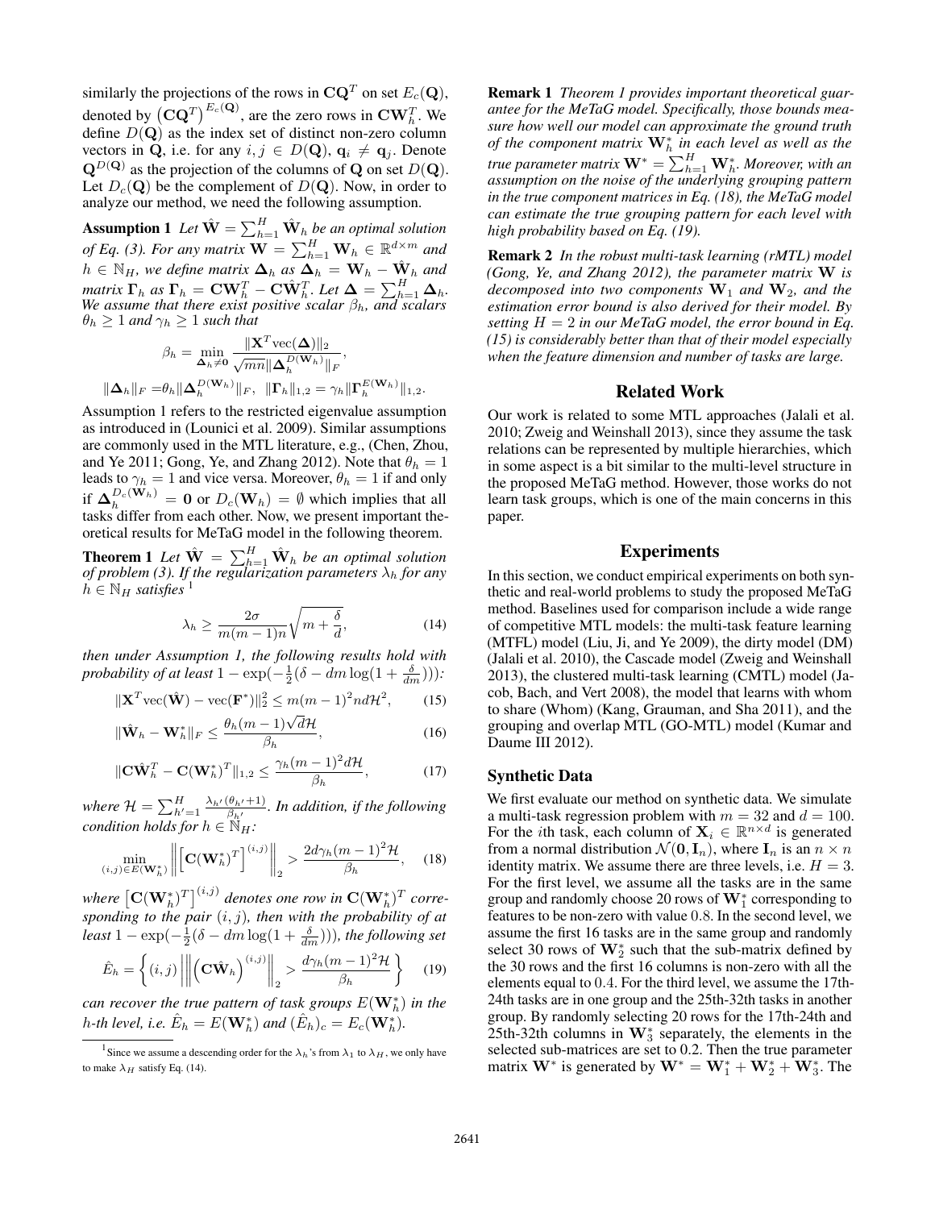similarly the projections of the rows in $\mathbf{C}\mathbf{Q}^T$ on set $E_c(\mathbf{Q})$, denoted by $\left(\mathbf{C}\mathbf{Q}^T\right)^{E_c(\mathbf{Q})}$, are the zero rows in $\mathbf{C}\mathbf{W}_h^T$. We define $D(\mathbf{Q})$ as the index set of distinct non-zero column vectors in $\mathbf{Q}$, i.e. for any $i, j \in D(\mathbf{Q})$, $\mathbf{q}_i \neq \mathbf{q}_j$. Denote $\mathbf{Q}^{D(\mathbf{Q})}$ as the projection of the columns of $\mathbf{Q}$ on set $D(\mathbf{Q})$. Let $D_c(\mathbf{Q})$ be the complement of $D(\mathbf{Q})$. Now, in order to analyze our method, we need the following assumption.

**Assumption 1** *Let $\hat{\mathbf{W}} = \sum_{h=1}^{H} \hat{\mathbf{W}}_h$ be an optimal solution of Eq. (3). For any matrix $\mathbf{W} = \sum_{h=1}^{H} \mathbf{W}_h \in \mathbb{R}^{d\times m}$ and $h \in \mathbb{N}_H$, we define matrix $\mathbf{\Delta}_h$ as $\mathbf{\Delta}_h = \mathbf{W}_h - \hat{\mathbf{W}}_h$ and matrix $\mathbf{\Gamma}_h$ as $\mathbf{\Gamma}_h = \mathbf{C}\mathbf{W}_h^T - \mathbf{C}\hat{\mathbf{W}}_h^T$. Let $\mathbf{\Delta} = \sum_{h=1}^{H} \mathbf{\Delta}_h$. We assume that there exist positive scalar $\beta_h$, and scalars $\theta_h \geq 1$ and $\gamma_h \geq 1$ such that*

$$\beta_h = \min_{\mathbf{\Delta}_h \neq \mathbf{0}} \frac{\|\mathbf{X}^T \mathrm{vec}(\mathbf{\Delta})\|_2}{\sqrt{mn}\|\mathbf{\Delta}_h^{D(\mathbf{W}_h)}\|_F},$$

$$\|\mathbf{\Delta}_h\|_F = \theta_h \|\mathbf{\Delta}_h^{D(\mathbf{W}_h)}\|_F, \;\; \|\mathbf{\Gamma}_h\|_{1,2} = \gamma_h \|\mathbf{\Gamma}_h^{E(\mathbf{W}_h)}\|_{1,2}.$$

Assumption 1 refers to the restricted eigenvalue assumption as introduced in (Lounici et al. 2009). Similar assumptions are commonly used in the MTL literature, e.g., (Chen, Zhou, and Ye 2011; Gong, Ye, and Zhang 2012). Note that $\theta_h = 1$ leads to $\gamma_h = 1$ and vice versa. Moreover, $\theta_h = 1$ if and only if $\mathbf{\Delta}_h^{D_c(\mathbf{W}_h)} = \mathbf{0}$ or $D_c(\mathbf{W}_h) = \emptyset$ which implies that all tasks differ from each other. Now, we present important theoretical results for MeTaG model in the following theorem.

**Theorem 1** *Let $\hat{\mathbf{W}} = \sum_{h=1}^{H} \hat{\mathbf{W}}_h$ be an optimal solution of problem (3). If the regularization parameters $\lambda_h$ for any $h \in \mathbb{N}_H$ satisfies* [1]

$$\lambda_h \geq \frac{2\sigma}{m(m-1)n}\sqrt{m + \frac{\delta}{d}}, \tag{14}$$

*then under Assumption 1, the following results hold with probability of at least $1 - \exp(-\frac{1}{2}(\delta - dm\log(1 + \frac{\delta}{dm})))$:*

$$\|\mathbf{X}^T \mathrm{vec}(\hat{\mathbf{W}}) - \mathrm{vec}(\mathbf{F}^*)\|_2^2 \leq m(m-1)^2 nd\mathcal{H}^2, \tag{15}$$

$$\|\hat{\mathbf{W}}_h - \mathbf{W}_h^*\|_F \leq \frac{\theta_h (m-1)\sqrt{d}\mathcal{H}}{\beta_h}, \tag{16}$$

$$\|\mathbf{C}\hat{\mathbf{W}}_h^T - \mathbf{C}(\mathbf{W}_h^*)^T\|_{1,2} \leq \frac{\gamma_h (m-1)^2 d\mathcal{H}}{\beta_h}, \tag{17}$$

*where $\mathcal{H} = \sum_{h'=1}^{H} \frac{\lambda_{h'}(\theta_{h'}+1)}{\beta_{h'}}$. In addition, if the following condition holds for $h \in \mathbb{N}_H$:*

$$\min_{(i,j)\in E(\mathbf{W}_h^*)} \left\| \left[\mathbf{C}(\mathbf{W}_h^*)^T\right]^{(i,j)} \right\|_2 > \frac{2d\gamma_h (m-1)^2 \mathcal{H}}{\beta_h}, \tag{18}$$

*where $\left[\mathbf{C}(\mathbf{W}_h^*)^T\right]^{(i,j)}$ denotes one row in $\mathbf{C}(\mathbf{W}_h^*)^T$ corresponding to the pair $(i, j)$, then with the probability of at least $1 - \exp(-\frac{1}{2}(\delta - dm\log(1 + \frac{\delta}{dm})))$, the following set*

$$\hat{E}_h = \left\{ (i,j) \left| \left\| \left(\mathbf{C}\hat{\mathbf{W}}_h\right)^{(i,j)} \right\|_2 > \frac{d\gamma_h (m-1)^2 \mathcal{H}}{\beta_h} \right. \right\} \tag{19}$$

*can recover the true pattern of task groups $E(\mathbf{W}_h^*)$ in the $h$-th level, i.e. $\hat{E}_h = E(\mathbf{W}_h^*)$ and $(\hat{E}_h)_c = E_c(\mathbf{W}_h^*)$.*

[1] Since we assume a descending order for the $\lambda_h$'s from $\lambda_1$ to $\lambda_H$, we only have to make $\lambda_H$ satisfy Eq. (14).

**Remark 1** *Theorem 1 provides important theoretical guarantee for the MeTaG model. Specifically, those bounds measure how well our model can approximate the ground truth of the component matrix $\mathbf{W}_h^*$ in each level as well as the true parameter matrix $\mathbf{W}^* = \sum_{h=1}^{H} \mathbf{W}_h^*$. Moreover, with an assumption on the noise of the underlying grouping pattern in the true component matrices in Eq. (18), the MeTaG model can estimate the true grouping pattern for each level with high probability based on Eq. (19).*

**Remark 2** *In the robust multi-task learning (rMTL) model (Gong, Ye, and Zhang 2012), the parameter matrix $\mathbf{W}$ is decomposed into two components $\mathbf{W}_1$ and $\mathbf{W}_2$, and the estimation error bound is also derived for their model. By setting $H = 2$ in our MeTaG model, the error bound in Eq. (15) is considerably better than that of their model especially when the feature dimension and number of tasks are large.*

## Related Work

Our work is related to some MTL approaches (Jalali et al. 2010; Zweig and Weinshall 2013), since they assume the task relations can be represented by multiple hierarchies, which in some aspect is a bit similar to the multi-level structure in the proposed MeTaG method. However, those works do not learn task groups, which is one of the main concerns in this paper.

## Experiments

In this section, we conduct empirical experiments on both synthetic and real-world problems to study the proposed MeTaG method. Baselines used for comparison include a wide range of competitive MTL models: the multi-task feature learning (MTFL) model (Liu, Ji, and Ye 2009), the dirty model (DM) (Jalali et al. 2010), the Cascade model (Zweig and Weinshall 2013), the clustered multi-task learning (CMTL) model (Jacob, Bach, and Vert 2008), the model that learns with whom to share (Whom) (Kang, Grauman, and Sha 2011), and the grouping and overlap MTL (GO-MTL) model (Kumar and Daume III 2012).

### Synthetic Data

We first evaluate our method on synthetic data. We simulate a multi-task regression problem with $m = 32$ and $d = 100$. For the $i$th task, each column of $\mathbf{X}_i \in \mathbb{R}^{n\times d}$ is generated from a normal distribution $\mathcal{N}(\mathbf{0}, \mathbf{I}_n)$, where $\mathbf{I}_n$ is an $n \times n$ identity matrix. We assume there are three levels, i.e. $H = 3$. For the first level, we assume all the tasks are in the same group and randomly choose 20 rows of $\mathbf{W}_1^*$ corresponding to features to be non-zero with value 0.8. In the second level, we assume the first 16 tasks are in the same group and randomly select 30 rows of $\mathbf{W}_2^*$ such that the sub-matrix defined by the 30 rows and the first 16 columns is non-zero with all the elements equal to 0.4. For the third level, we assume the 17th-24th tasks are in one group and the 25th-32th tasks in another group. By randomly selecting 20 rows for the 17th-24th and 25th-32th columns in $\mathbf{W}_3^*$ separately, the elements in the selected sub-matrices are set to 0.2. Then the true parameter matrix $\mathbf{W}^*$ is generated by $\mathbf{W}^* = \mathbf{W}_1^* + \mathbf{W}_2^* + \mathbf{W}_3^*$. The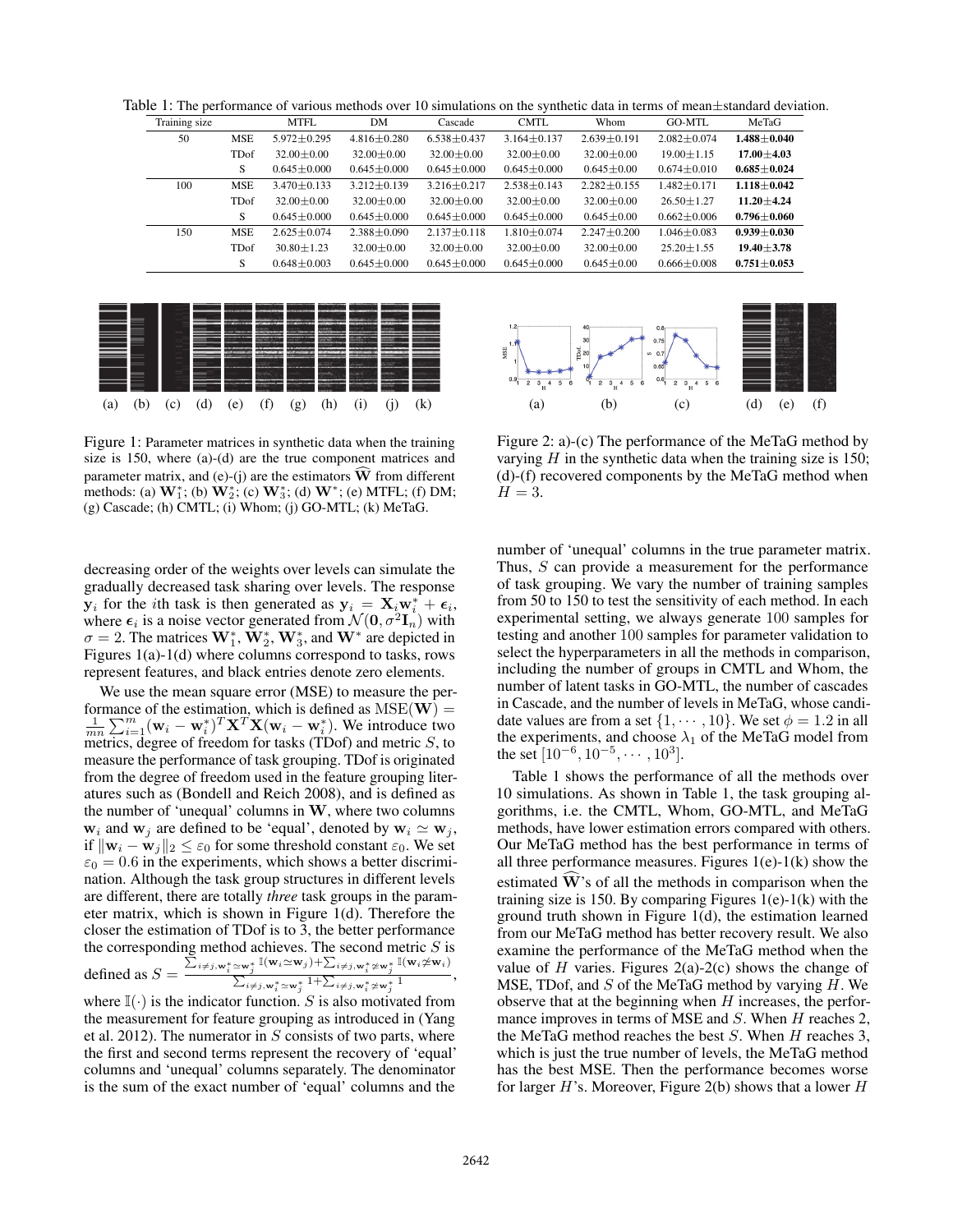Table 1: The performance of various methods over 10 simulations on the synthetic data in terms of mean±standard deviation.

| Training size | | MTFL | DM | Cascade | CMTL | Whom | GO-MTL | MeTaG |
|---|---|---|---|---|---|---|---|---|
| 50 | MSE | 5.972±0.295 | 4.816±0.280 | 6.538±0.437 | 3.164±0.137 | 2.639±0.191 | 2.082±0.074 | **1.488±0.040** |
| | TDof | 32.00±0.00 | 32.00±0.00 | 32.00±0.00 | 32.00±0.00 | 32.00±0.00 | 19.00±1.15 | **17.00±4.03** |
| | S | 0.645±0.000 | 0.645±0.000 | 0.645±0.000 | 0.645±0.000 | 0.645±0.00 | 0.674±0.010 | **0.685±0.024** |
| 100 | MSE | 3.470±0.133 | 3.212±0.139 | 3.216±0.217 | 2.538±0.143 | 2.282±0.155 | 1.482±0.171 | **1.118±0.042** |
| | TDof | 32.00±0.00 | 32.00±0.00 | 32.00±0.00 | 32.00±0.00 | 32.00±0.00 | 26.50±1.27 | **11.20±4.24** |
| | S | 0.645±0.000 | 0.645±0.000 | 0.645±0.000 | 0.645±0.000 | 0.645±0.00 | 0.662±0.006 | **0.796±0.060** |
| 150 | MSE | 2.625±0.074 | 2.388±0.090 | 2.137±0.118 | 1.810±0.074 | 2.247±0.200 | 1.046±0.083 | **0.939±0.030** |
| | TDof | 30.80±1.23 | 32.00±0.00 | 32.00±0.00 | 32.00±0.00 | 32.00±0.00 | 25.20±1.55 | **19.40±3.78** |
| | S | 0.648±0.003 | 0.645±0.000 | 0.645±0.000 | 0.645±0.000 | 0.645±0.00 | 0.666±0.008 | **0.751±0.053** |

Figure 1: Parameter matrices in synthetic data when the training size is 150, where (a)-(d) are the true component matrices and parameter matrix, and (e)-(j) are the estimators $\widehat{\mathbf{W}}$ from different methods: (a) $\mathbf{W}_1^*$; (b) $\mathbf{W}_2^*$; (c) $\mathbf{W}_3^*$; (d) $\mathbf{W}^*$; (e) MTFL; (f) DM; (g) Cascade; (h) CMTL; (i) Whom; (j) GO-MTL; (k) MeTaG.

Figure 2: a)-(c) The performance of the MeTaG method by varying $H$ in the synthetic data when the training size is 150; (d)-(f) recovered components by the MeTaG method when $H = 3$.

decreasing order of the weights over levels can simulate the gradually decreased task sharing over levels. The response $\mathbf{y}_i$ for the $i$th task is then generated as $\mathbf{y}_i = \mathbf{X}_i\mathbf{w}_i^* + \boldsymbol{\epsilon}_i$, where $\boldsymbol{\epsilon}_i$ is a noise vector generated from $\mathcal{N}(\mathbf{0}, \sigma^2\mathbf{I}_n)$ with $\sigma = 2$. The matrices $\mathbf{W}_1^*, \mathbf{W}_2^*, \mathbf{W}_3^*$, and $\mathbf{W}^*$ are depicted in Figures 1(a)-1(d) where columns correspond to tasks, rows represent features, and black entries denote zero elements.

We use the mean square error (MSE) to measure the performance of the estimation, which is defined as $\mathrm{MSE}(\mathbf{W}) = \frac{1}{mn}\sum_{i=1}^{m}(\mathbf{w}_i - \mathbf{w}_i^*)^T\mathbf{X}^T\mathbf{X}(\mathbf{w}_i - \mathbf{w}_i^*)$. We introduce two metrics, degree of freedom for tasks (TDof) and metric $S$, to measure the performance of task grouping. TDof is originated from the degree of freedom used in the feature grouping literatures such as (Bondell and Reich 2008), and is defined as the number of 'unequal' columns in $\mathbf{W}$, where two columns $\mathbf{w}_i$ and $\mathbf{w}_j$ are defined to be 'equal', denoted by $\mathbf{w}_i \simeq \mathbf{w}_j$, if $\|\mathbf{w}_i - \mathbf{w}_j\|_2 \leq \varepsilon_0$ for some threshold constant $\varepsilon_0$. We set $\varepsilon_0 = 0.6$ in the experiments, which shows a better discrimination. Although the task group structures in different levels are different, there are totally *three* task groups in the parameter matrix, which is shown in Figure 1(d). Therefore the closer the estimation of TDof is to 3, the better performance the corresponding method achieves. The second metric $S$ is defined as $S = \frac{\sum_{i\neq j,\mathbf{w}_i^*\simeq\mathbf{w}_j^*}\mathbb{I}(\mathbf{w}_i\simeq\mathbf{w}_j)+\sum_{i\neq j,\mathbf{w}_i^*\not\simeq\mathbf{w}_j^*}\mathbb{I}(\mathbf{w}_i\not\simeq\mathbf{w}_i)}{\sum_{i\neq j,\mathbf{w}_i^*\simeq\mathbf{w}_j^*}1+\sum_{i\neq j,\mathbf{w}_i^*\not\simeq\mathbf{w}_j^*}1}$, where $\mathbb{I}(\cdot)$ is the indicator function. $S$ is also motivated from the measurement for feature grouping as introduced in (Yang et al. 2012). The numerator in $S$ consists of two parts, where the first and second terms represent the recovery of 'equal' columns and 'unequal' columns separately. The denominator is the sum of the exact number of 'equal' columns and the number of 'unequal' columns in the true parameter matrix. Thus, $S$ can provide a measurement for the performance of task grouping. We vary the number of training samples from 50 to 150 to test the sensitivity of each method. In each experimental setting, we always generate 100 samples for testing and another 100 samples for parameter validation to select the hyperparameters in all the methods in comparison, including the number of groups in CMTL and Whom, the number of latent tasks in GO-MTL, the number of cascades in Cascade, and the number of levels in MeTaG, whose candidate values are from a set $\{1, \cdots, 10\}$. We set $\phi = 1.2$ in all the experiments, and choose $\lambda_1$ of the MeTaG model from the set $[10^{-6}, 10^{-5}, \cdots, 10^{3}]$.

Table 1 shows the performance of all the methods over 10 simulations. As shown in Table 1, the task grouping algorithms, i.e. the CMTL, Whom, GO-MTL, and MeTaG methods, have lower estimation errors compared with others. Our MeTaG method has the best performance in terms of all three performance measures. Figures 1(e)-1(k) show the estimated $\widehat{\mathbf{W}}$'s of all the methods in comparison when the training size is 150. By comparing Figures 1(e)-1(k) with the ground truth shown in Figure 1(d), the estimation learned from our MeTaG method has better recovery result. We also examine the performance of the MeTaG method when the value of $H$ varies. Figures 2(a)-2(c) shows the change of MSE, TDof, and $S$ of the MeTaG method by varying $H$. We observe that at the beginning when $H$ increases, the performance improves in terms of MSE and $S$. When $H$ reaches 2, the MeTaG method reaches the best $S$. When $H$ reaches 3, which is just the true number of levels, the MeTaG method has the best MSE. Then the performance becomes worse for larger $H$'s. Moreover, Figure 2(b) shows that a lower $H$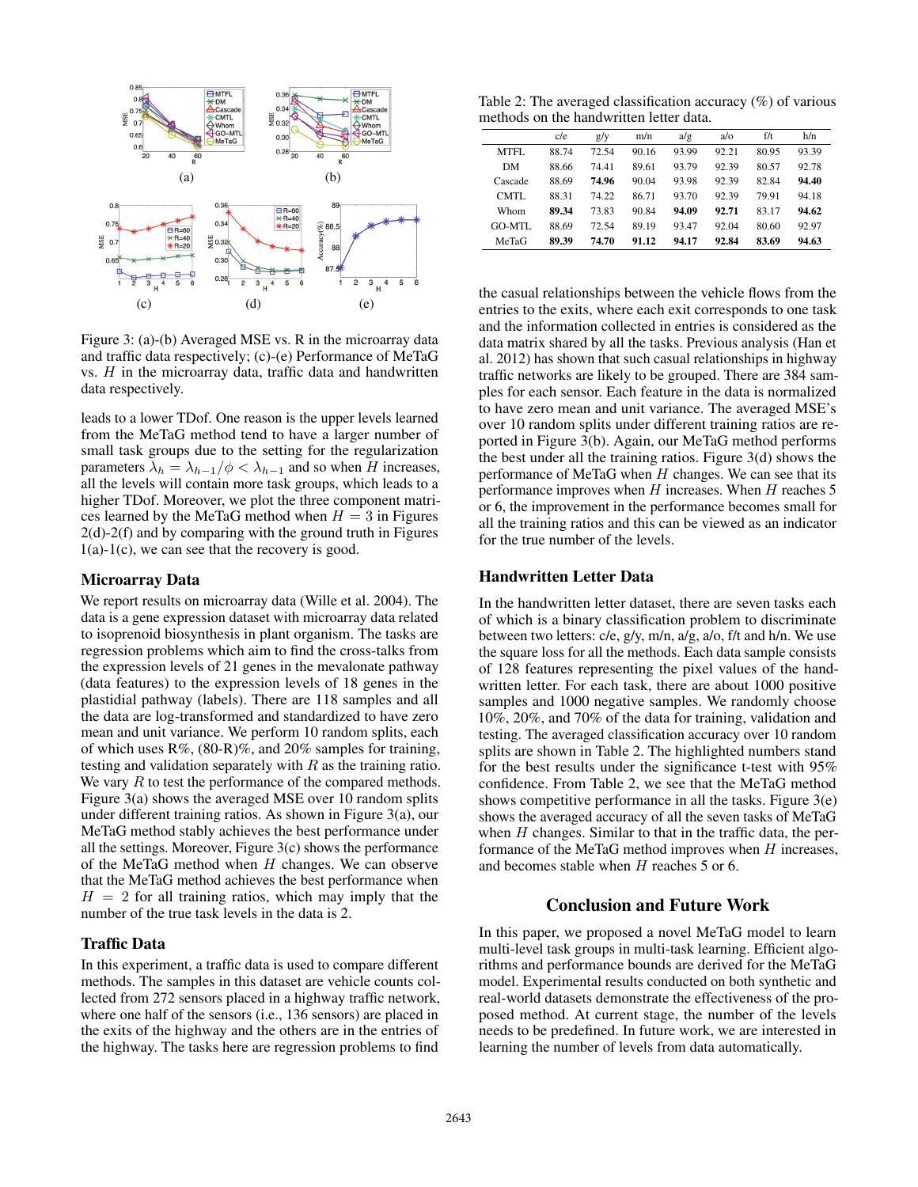Figure 3: (a)-(b) Averaged MSE vs. R in the microarray data and traffic data respectively; (c)-(e) Performance of MeTaG vs. $H$ in the microarray data, traffic data and handwritten data respectively.

leads to a lower TDof. One reason is the upper levels learned from the MeTaG method tend to have a larger number of small task groups due to the setting for the regularization parameters $\lambda_h = \lambda_{h-1}/\phi < \lambda_{h-1}$ and so when $H$ increases, all the levels will contain more task groups, which leads to a higher TDof. Moreover, we plot the three component matrices learned by the MeTaG method when $H = 3$ in Figures 2(d)-2(f) and by comparing with the ground truth in Figures 1(a)-1(c), we can see that the recovery is good.

### Microarray Data

We report results on microarray data (Wille et al. 2004). The data is a gene expression dataset with microarray data related to isoprenoid biosynthesis in plant organism. The tasks are regression problems which aim to find the cross-talks from the expression levels of 21 genes in the mevalonate pathway (data features) to the expression levels of 18 genes in the plastidial pathway (labels). There are 118 samples and all the data are log-transformed and standardized to have zero mean and unit variance. We perform 10 random splits, each of which uses R%, (80-R)%, and 20% samples for training, testing and validation separately with $R$ as the training ratio. We vary $R$ to test the performance of the compared methods. Figure 3(a) shows the averaged MSE over 10 random splits under different training ratios. As shown in Figure 3(a), our MeTaG method stably achieves the best performance under all the settings. Moreover, Figure 3(c) shows the performance of the MeTaG method when $H$ changes. We can observe that the MeTaG method achieves the best performance when $H = 2$ for all training ratios, which may imply that the number of the true task levels in the data is 2.

### Traffic Data

In this experiment, a traffic data is used to compare different methods. The samples in this dataset are vehicle counts collected from 272 sensors placed in a highway traffic network, where one half of the sensors (i.e., 136 sensors) are placed in the exits of the highway and the others are in the entries of the highway. The tasks here are regression problems to find the casual relationships between the vehicle flows from the entries to the exits, where each exit corresponds to one task and the information collected in entries is considered as the data matrix shared by all the tasks. Previous analysis (Han et al. 2012) has shown that such casual relationships in highway traffic networks are likely to be grouped. There are 384 samples for each sensor. Each feature in the data is normalized to have zero mean and unit variance. The averaged MSE's over 10 random splits under different training ratios are reported in Figure 3(b). Again, our MeTaG method performs the best under all the training ratios. Figure 3(d) shows the performance of MeTaG when $H$ changes. We can see that its performance improves when $H$ increases. When $H$ reaches 5 or 6, the improvement in the performance becomes small for all the training ratios and this can be viewed as an indicator for the true number of the levels.

Table 2: The averaged classification accuracy (%) of various methods on the handwritten letter data.

| | c/e | g/y | m/n | a/g | a/o | f/t | h/n |
|---|---|---|---|---|---|---|---|
| MTFL | 88.74 | 72.54 | 90.16 | 93.99 | 92.21 | 80.95 | 93.39 |
| DM | 88.66 | 74.41 | 89.61 | 93.79 | 92.39 | 80.57 | 92.78 |
| Cascade | 88.69 | **74.96** | 90.04 | 93.98 | 92.39 | 82.84 | **94.40** |
| CMTL | 88.31 | 74.22 | 86.71 | 93.70 | 92.39 | 79.91 | 94.18 |
| Whom | **89.34** | 73.83 | 90.84 | **94.09** | **92.71** | 83.17 | **94.62** |
| GO-MTL | 88.69 | 72.54 | 89.19 | 93.47 | 92.04 | 80.60 | 92.97 |
| MeTaG | **89.39** | **74.70** | **91.12** | **94.17** | **92.84** | **83.69** | **94.63** |

### Handwritten Letter Data

In the handwritten letter dataset, there are seven tasks each of which is a binary classification problem to discriminate between two letters: c/e, g/y, m/n, a/g, a/o, f/t and h/n. We use the square loss for all the methods. Each data sample consists of 128 features representing the pixel values of the handwritten letter. For each task, there are about 1000 positive samples and 1000 negative samples. We randomly choose 10%, 20%, and 70% of the data for training, validation and testing. The averaged classification accuracy over 10 random splits are shown in Table 2. The highlighted numbers stand for the best results under the significance t-test with 95% confidence. From Table 2, we see that the MeTaG method shows competitive performance in all the tasks. Figure 3(e) shows the averaged accuracy of all the seven tasks of MeTaG when $H$ changes. Similar to that in the traffic data, the performance of the MeTaG method improves when $H$ increases, and becomes stable when $H$ reaches 5 or 6.

## Conclusion and Future Work

In this paper, we proposed a novel MeTaG model to learn multi-level task groups in multi-task learning. Efficient algorithms and performance bounds are derived for the MeTaG model. Experimental results conducted on both synthetic and real-world datasets demonstrate the effectiveness of the proposed method. At current stage, the number of the levels needs to be predefined. In future work, we are interested in learning the number of levels from data automatically.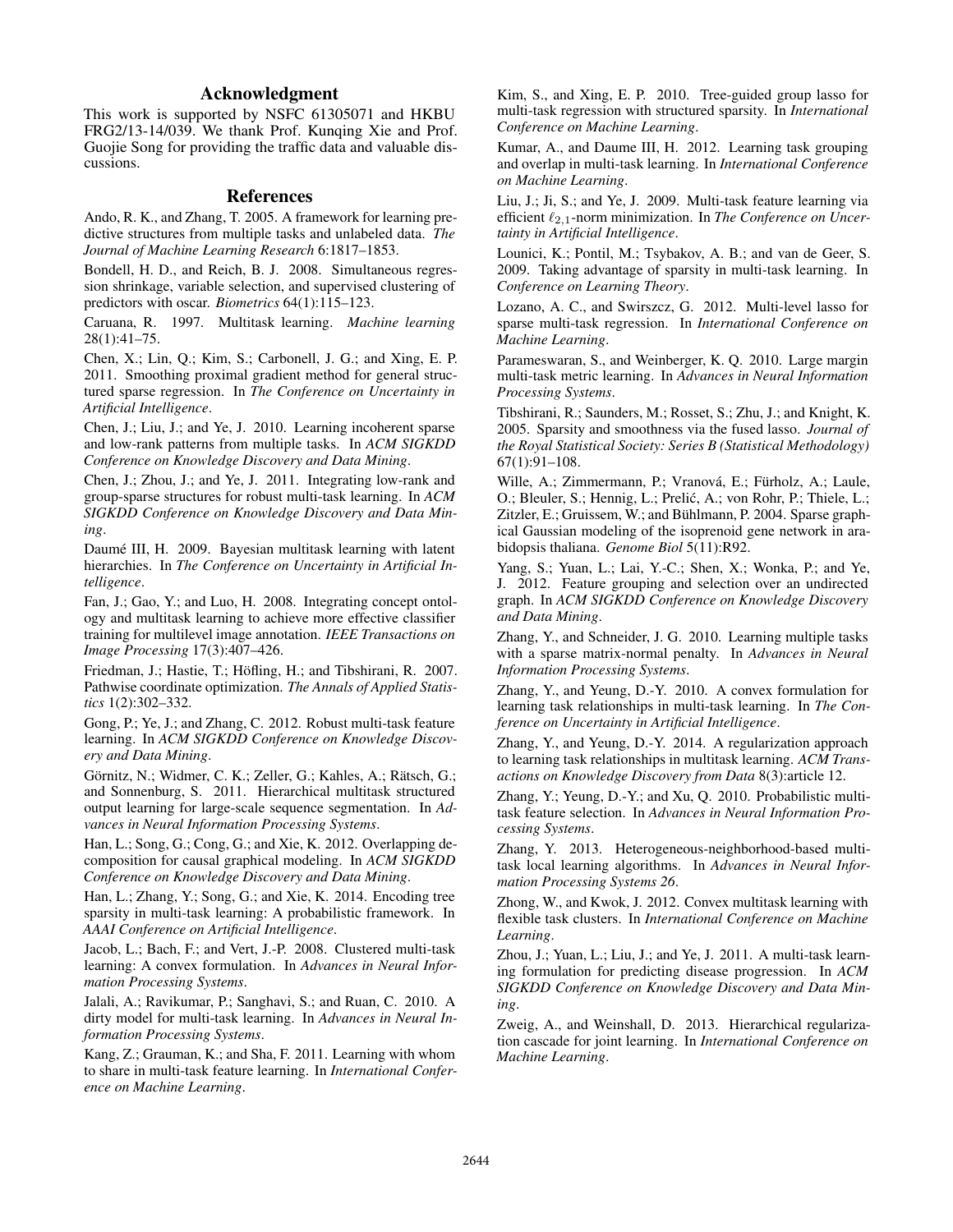## Acknowledgment

This work is supported by NSFC 61305071 and HKBU FRG2/13-14/039. We thank Prof. Kunqing Xie and Prof. Guojie Song for providing the traffic data and valuable discussions.

## References

Ando, R. K., and Zhang, T. 2005. A framework for learning predictive structures from multiple tasks and unlabeled data. *The Journal of Machine Learning Research* 6:1817–1853.

Bondell, H. D., and Reich, B. J. 2008. Simultaneous regression shrinkage, variable selection, and supervised clustering of predictors with oscar. *Biometrics* 64(1):115–123.

Caruana, R. 1997. Multitask learning. *Machine learning* 28(1):41–75.

Chen, X.; Lin, Q.; Kim, S.; Carbonell, J. G.; and Xing, E. P. 2011. Smoothing proximal gradient method for general structured sparse regression. In *The Conference on Uncertainty in Artificial Intelligence*.

Chen, J.; Liu, J.; and Ye, J. 2010. Learning incoherent sparse and low-rank patterns from multiple tasks. In *ACM SIGKDD Conference on Knowledge Discovery and Data Mining*.

Chen, J.; Zhou, J.; and Ye, J. 2011. Integrating low-rank and group-sparse structures for robust multi-task learning. In *ACM SIGKDD Conference on Knowledge Discovery and Data Mining*.

Daumé III, H. 2009. Bayesian multitask learning with latent hierarchies. In *The Conference on Uncertainty in Artificial Intelligence*.

Fan, J.; Gao, Y.; and Luo, H. 2008. Integrating concept ontology and multitask learning to achieve more effective classifier training for multilevel image annotation. *IEEE Transactions on Image Processing* 17(3):407–426.

Friedman, J.; Hastie, T.; Höfling, H.; and Tibshirani, R. 2007. Pathwise coordinate optimization. *The Annals of Applied Statistics* 1(2):302–332.

Gong, P.; Ye, J.; and Zhang, C. 2012. Robust multi-task feature learning. In *ACM SIGKDD Conference on Knowledge Discovery and Data Mining*.

Görnitz, N.; Widmer, C. K.; Zeller, G.; Kahles, A.; Rätsch, G.; and Sonnenburg, S. 2011. Hierarchical multitask structured output learning for large-scale sequence segmentation. In *Advances in Neural Information Processing Systems*.

Han, L.; Song, G.; Cong, G.; and Xie, K. 2012. Overlapping decomposition for causal graphical modeling. In *ACM SIGKDD Conference on Knowledge Discovery and Data Mining*.

Han, L.; Zhang, Y.; Song, G.; and Xie, K. 2014. Encoding tree sparsity in multi-task learning: A probabilistic framework. In *AAAI Conference on Artificial Intelligence*.

Jacob, L.; Bach, F.; and Vert, J.-P. 2008. Clustered multi-task learning: A convex formulation. In *Advances in Neural Information Processing Systems*.

Jalali, A.; Ravikumar, P.; Sanghavi, S.; and Ruan, C. 2010. A dirty model for multi-task learning. In *Advances in Neural Information Processing Systems*.

Kang, Z.; Grauman, K.; and Sha, F. 2011. Learning with whom to share in multi-task feature learning. In *International Conference on Machine Learning*.

Kim, S., and Xing, E. P. 2010. Tree-guided group lasso for multi-task regression with structured sparsity. In *International Conference on Machine Learning*.

Kumar, A., and Daume III, H. 2012. Learning task grouping and overlap in multi-task learning. In *International Conference on Machine Learning*.

Liu, J.; Ji, S.; and Ye, J. 2009. Multi-task feature learning via efficient $\ell_{2,1}$-norm minimization. In *The Conference on Uncertainty in Artificial Intelligence*.

Lounici, K.; Pontil, M.; Tsybakov, A. B.; and van de Geer, S. 2009. Taking advantage of sparsity in multi-task learning. In *Conference on Learning Theory*.

Lozano, A. C., and Swirszcz, G. 2012. Multi-level lasso for sparse multi-task regression. In *International Conference on Machine Learning*.

Parameswaran, S., and Weinberger, K. Q. 2010. Large margin multi-task metric learning. In *Advances in Neural Information Processing Systems*.

Tibshirani, R.; Saunders, M.; Rosset, S.; Zhu, J.; and Knight, K. 2005. Sparsity and smoothness via the fused lasso. *Journal of the Royal Statistical Society: Series B (Statistical Methodology)* 67(1):91–108.

Wille, A.; Zimmermann, P.; Vranová, E.; Fürholz, A.; Laule, O.; Bleuler, S.; Hennig, L.; Prelić, A.; von Rohr, P.; Thiele, L.; Zitzler, E.; Gruissem, W.; and Bühlmann, P. 2004. Sparse graphical Gaussian modeling of the isoprenoid gene network in arabidopsis thaliana. *Genome Biol* 5(11):R92.

Yang, S.; Yuan, L.; Lai, Y.-C.; Shen, X.; Wonka, P.; and Ye, J. 2012. Feature grouping and selection over an undirected graph. In *ACM SIGKDD Conference on Knowledge Discovery and Data Mining*.

Zhang, Y., and Schneider, J. G. 2010. Learning multiple tasks with a sparse matrix-normal penalty. In *Advances in Neural Information Processing Systems*.

Zhang, Y., and Yeung, D.-Y. 2010. A convex formulation for learning task relationships in multi-task learning. In *The Conference on Uncertainty in Artificial Intelligence*.

Zhang, Y., and Yeung, D.-Y. 2014. A regularization approach to learning task relationships in multitask learning. *ACM Transactions on Knowledge Discovery from Data* 8(3):article 12.

Zhang, Y.; Yeung, D.-Y.; and Xu, Q. 2010. Probabilistic multi-task feature selection. In *Advances in Neural Information Processing Systems*.

Zhang, Y. 2013. Heterogeneous-neighborhood-based multi-task local learning algorithms. In *Advances in Neural Information Processing Systems 26*.

Zhong, W., and Kwok, J. 2012. Convex multitask learning with flexible task clusters. In *International Conference on Machine Learning*.

Zhou, J.; Yuan, L.; Liu, J.; and Ye, J. 2011. A multi-task learning formulation for predicting disease progression. In *ACM SIGKDD Conference on Knowledge Discovery and Data Mining*.

Zweig, A., and Weinshall, D. 2013. Hierarchical regularization cascade for joint learning. In *International Conference on Machine Learning*.